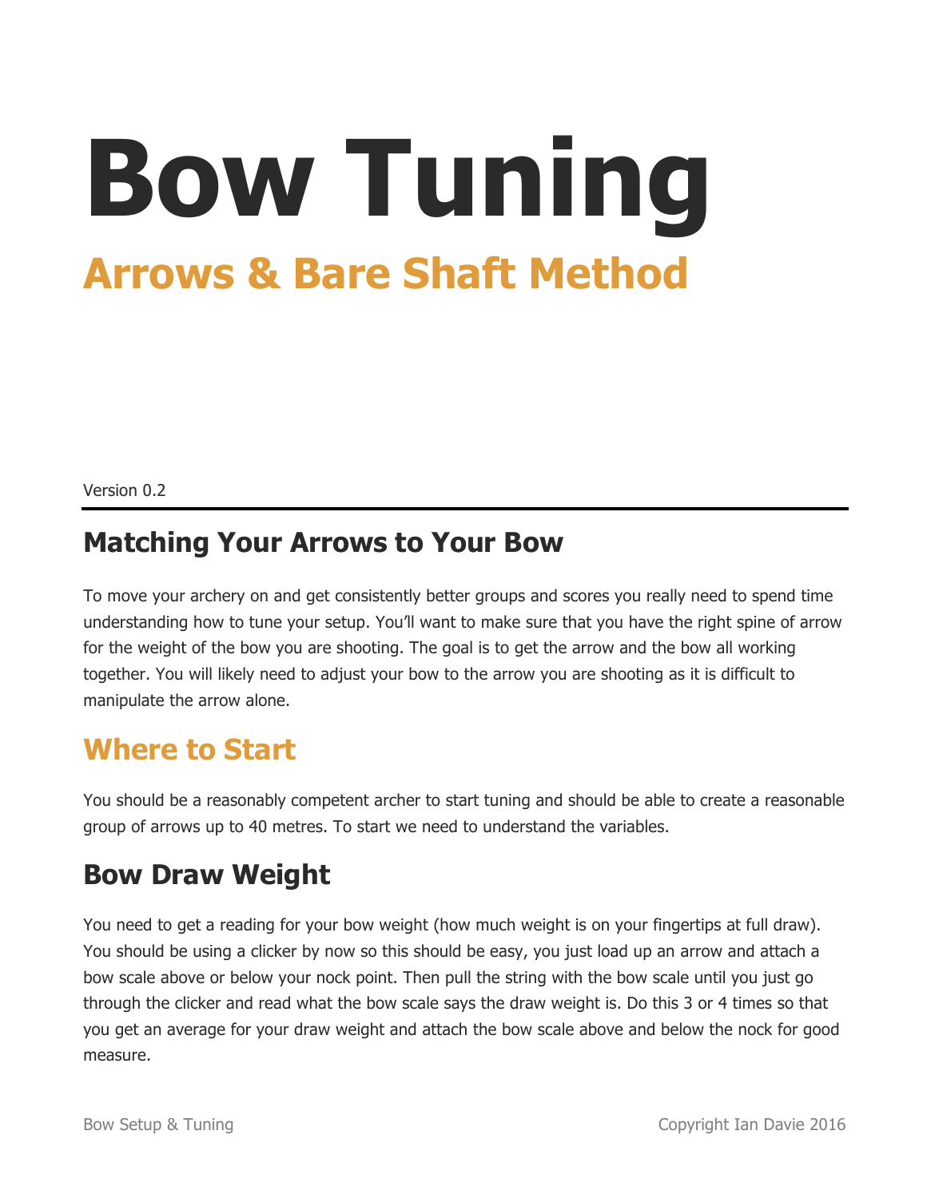# Bow Tuning

## Arrows & Bare Shaft Method

Version 0.2

---

## Matching Your Arrows to Your Bow

To move your archery on and get consistently better groups and scores you really need to spend time understanding how to tune your setup. You'll want to make sure that you have the right spine of arrow for the weight of the bow you are shooting. The goal is to get the arrow and the bow all working together. You will likely need to adjust your bow to the arrow you are shooting as it is difficult to manipulate the arrow alone.

## Where to Start

You should be a reasonably competent archer to start tuning and should be able to create a reasonable group of arrows up to 40 metres. To start we need to understand the variables.

## Bow Draw Weight

You need to get a reading for your bow weight (how much weight is on your fingertips at full draw). You should be using a clicker by now so this should be easy, you just load up an arrow and attach a bow scale above or below your nock point. Then pull the string with the bow scale until you just go through the clicker and read what the bow scale says the draw weight is. Do this 3 or 4 times so that you get an average for your draw weight and attach the bow scale above and below the nock for good measure.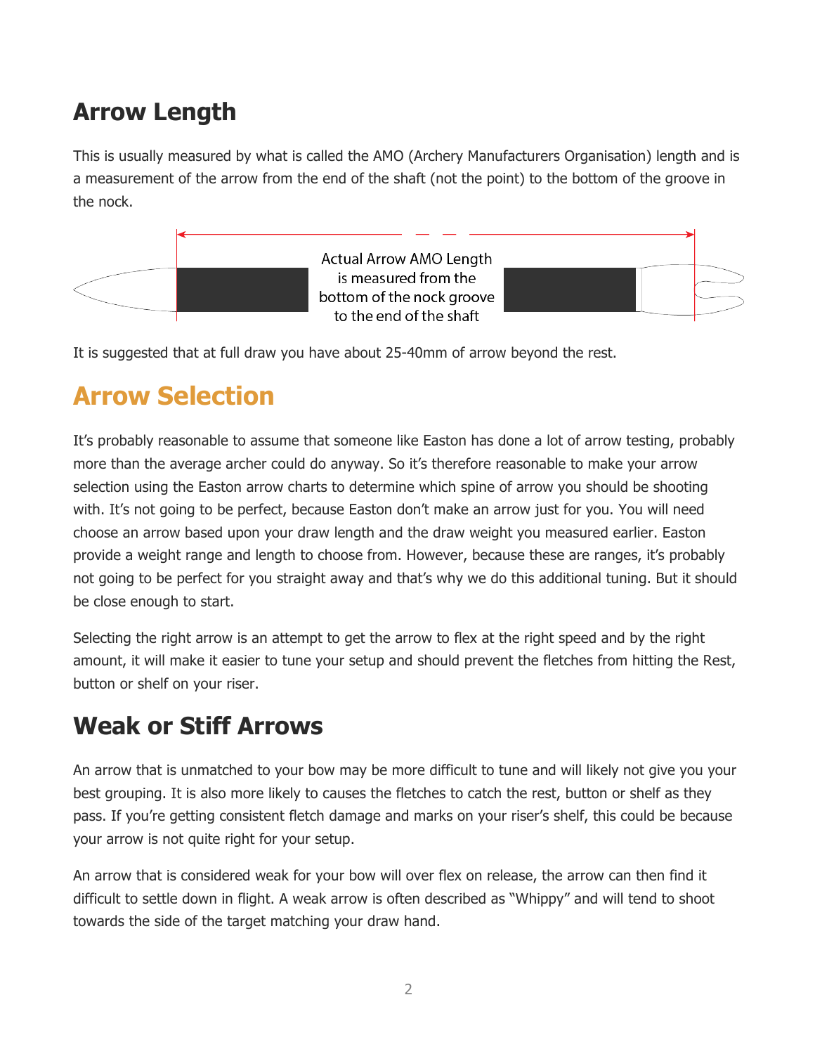## Arrow Length

This is usually measured by what is called the AMO (Archery Manufacturers Organisation) length and is a measurement of the arrow from the end of the shaft (not the point) to the bottom of the groove in the nock.

Actual Arrow AMO Length is measured from the bottom of the nock groove to the end of the shaft

It is suggested that at full draw you have about 25-40mm of arrow beyond the rest.

## Arrow Selection

It's probably reasonable to assume that someone like Easton has done a lot of arrow testing, probably more than the average archer could do anyway. So it's therefore reasonable to make your arrow selection using the Easton arrow charts to determine which spine of arrow you should be shooting with. It's not going to be perfect, because Easton don't make an arrow just for you. You will need choose an arrow based upon your draw length and the draw weight you measured earlier. Easton provide a weight range and length to choose from. However, because these are ranges, it's probably not going to be perfect for you straight away and that's why we do this additional tuning. But it should be close enough to start.

Selecting the right arrow is an attempt to get the arrow to flex at the right speed and by the right amount, it will make it easier to tune your setup and should prevent the fletches from hitting the Rest, button or shelf on your riser.

## Weak or Stiff Arrows

An arrow that is unmatched to your bow may be more difficult to tune and will likely not give you your best grouping. It is also more likely to causes the fletches to catch the rest, button or shelf as they pass. If you're getting consistent fletch damage and marks on your riser's shelf, this could be because your arrow is not quite right for your setup.

An arrow that is considered weak for your bow will over flex on release, the arrow can then find it difficult to settle down in flight. A weak arrow is often described as "Whippy" and will tend to shoot towards the side of the target matching your draw hand.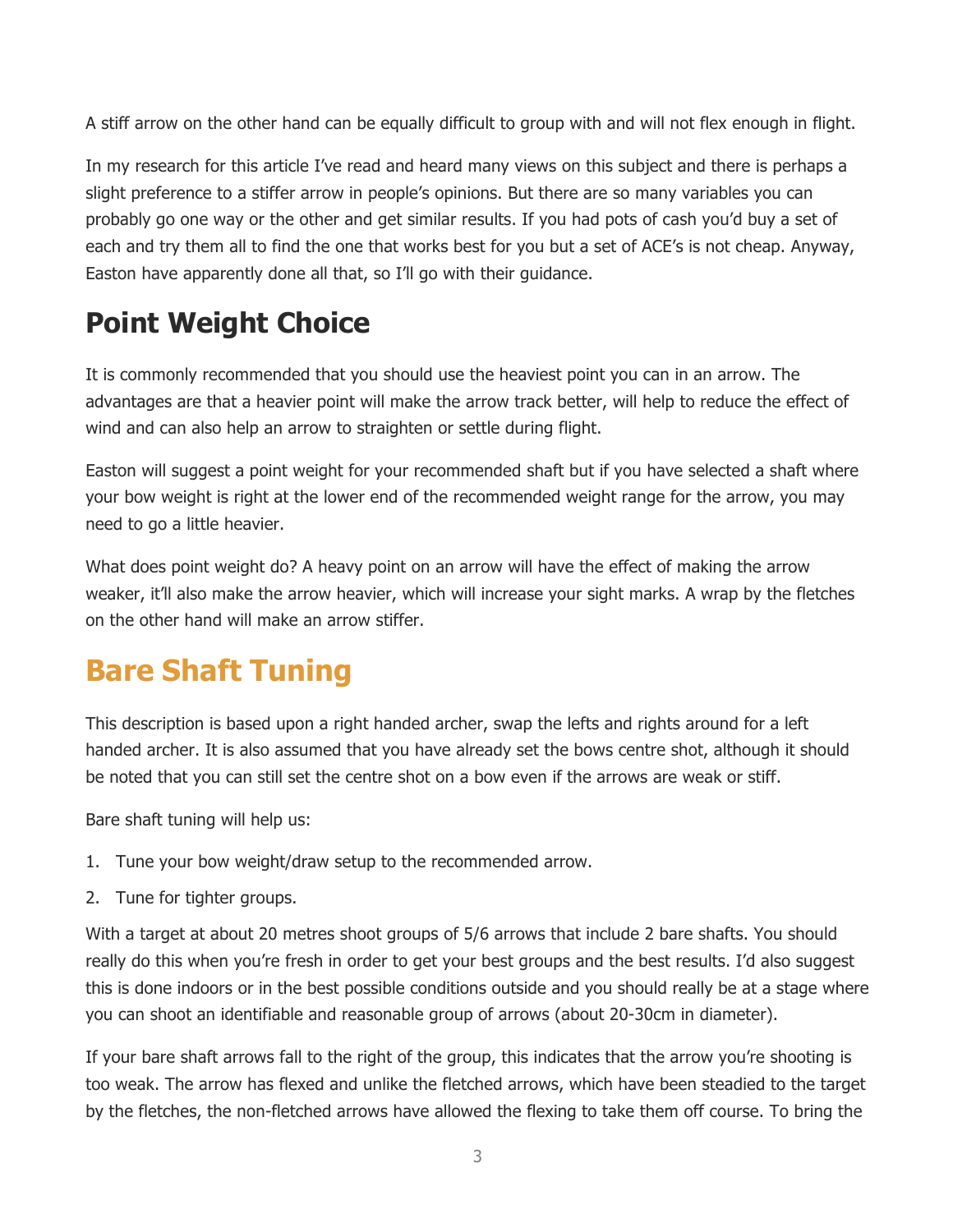A stiff arrow on the other hand can be equally difficult to group with and will not flex enough in flight.

In my research for this article I've read and heard many views on this subject and there is perhaps a slight preference to a stiffer arrow in people's opinions. But there are so many variables you can probably go one way or the other and get similar results. If you had pots of cash you'd buy a set of each and try them all to find the one that works best for you but a set of ACE's is not cheap. Anyway, Easton have apparently done all that, so I'll go with their guidance.

## Point Weight Choice

It is commonly recommended that you should use the heaviest point you can in an arrow. The advantages are that a heavier point will make the arrow track better, will help to reduce the effect of wind and can also help an arrow to straighten or settle during flight.

Easton will suggest a point weight for your recommended shaft but if you have selected a shaft where your bow weight is right at the lower end of the recommended weight range for the arrow, you may need to go a little heavier.

What does point weight do? A heavy point on an arrow will have the effect of making the arrow weaker, it'll also make the arrow heavier, which will increase your sight marks. A wrap by the fletches on the other hand will make an arrow stiffer.

## Bare Shaft Tuning

This description is based upon a right handed archer, swap the lefts and rights around for a left handed archer. It is also assumed that you have already set the bows centre shot, although it should be noted that you can still set the centre shot on a bow even if the arrows are weak or stiff.

Bare shaft tuning will help us:

1. Tune your bow weight/draw setup to the recommended arrow.
2. Tune for tighter groups.

With a target at about 20 metres shoot groups of 5/6 arrows that include 2 bare shafts. You should really do this when you're fresh in order to get your best groups and the best results. I'd also suggest this is done indoors or in the best possible conditions outside and you should really be at a stage where you can shoot an identifiable and reasonable group of arrows (about 20-30cm in diameter).

If your bare shaft arrows fall to the right of the group, this indicates that the arrow you're shooting is too weak. The arrow has flexed and unlike the fletched arrows, which have been steadied to the target by the fletches, the non-fletched arrows have allowed the flexing to take them off course. To bring the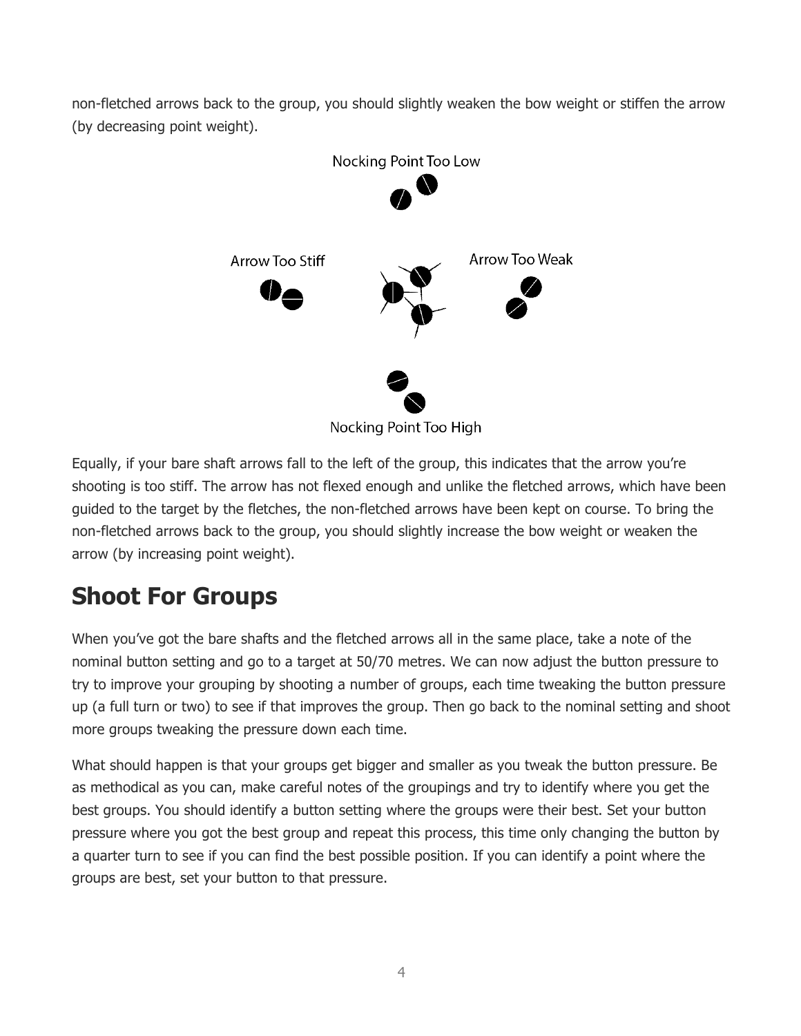non-fletched arrows back to the group, you should slightly weaken the bow weight or stiffen the arrow (by decreasing point weight).

Nocking Point Too Low

Arrow Too Stiff

Arrow Too Weak

Nocking Point Too High

Equally, if your bare shaft arrows fall to the left of the group, this indicates that the arrow you're shooting is too stiff. The arrow has not flexed enough and unlike the fletched arrows, which have been guided to the target by the fletches, the non-fletched arrows have been kept on course. To bring the non-fletched arrows back to the group, you should slightly increase the bow weight or weaken the arrow (by increasing point weight).

## Shoot For Groups

When you've got the bare shafts and the fletched arrows all in the same place, take a note of the nominal button setting and go to a target at 50/70 metres. We can now adjust the button pressure to try to improve your grouping by shooting a number of groups, each time tweaking the button pressure up (a full turn or two) to see if that improves the group. Then go back to the nominal setting and shoot more groups tweaking the pressure down each time.

What should happen is that your groups get bigger and smaller as you tweak the button pressure. Be as methodical as you can, make careful notes of the groupings and try to identify where you get the best groups. You should identify a button setting where the groups were their best. Set your button pressure where you got the best group and repeat this process, this time only changing the button by a quarter turn to see if you can find the best possible position. If you can identify a point where the groups are best, set your button to that pressure.